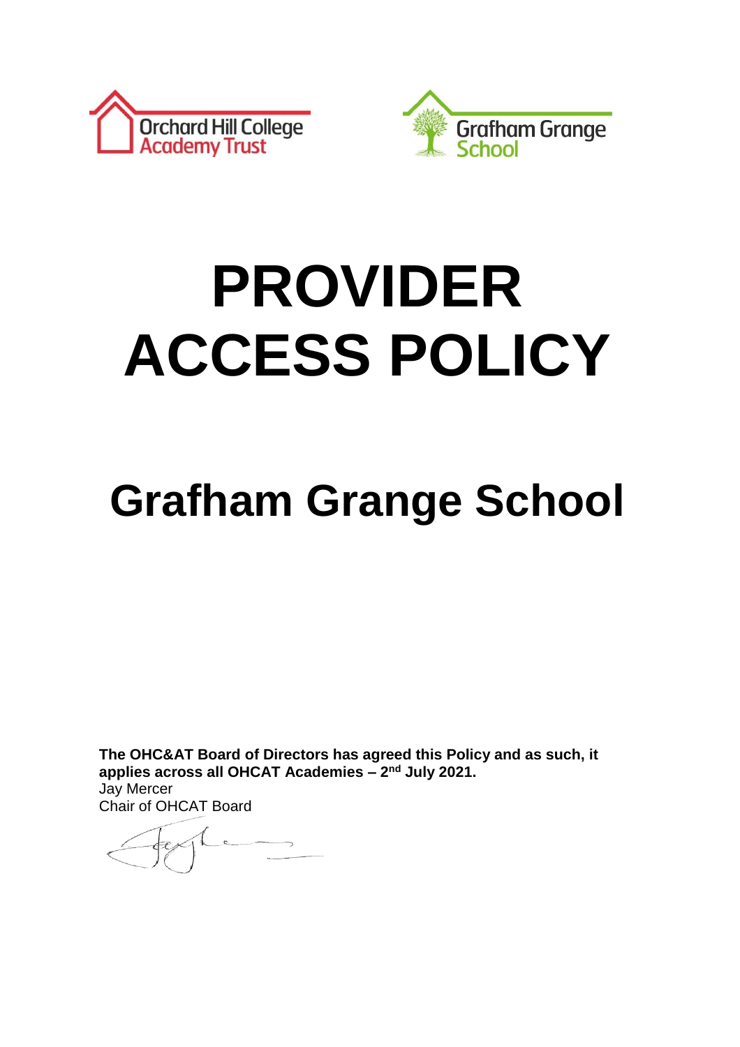Orchard Hill College Academy Trust

Grafham Grange School

# PROVIDER ACCESS POLICY

# Grafham Grange School

**The OHC&AT Board of Directors has agreed this Policy and as such, it applies across all OHCAT Academies – 2nd July 2021.**

Jay Mercer

Chair of OHCAT Board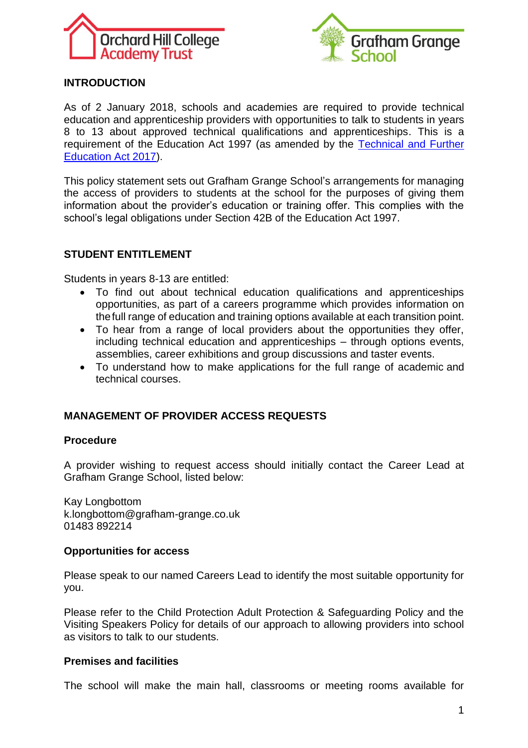## INTRODUCTION

As of 2 January 2018, schools and academies are required to provide technical education and apprenticeship providers with opportunities to talk to students in years 8 to 13 about approved technical qualifications and apprenticeships. This is a requirement of the Education Act 1997 (as amended by the [Technical and Further Education Act 2017]).

This policy statement sets out Grafham Grange School's arrangements for managing the access of providers to students at the school for the purposes of giving them information about the provider's education or training offer. This complies with the school's legal obligations under Section 42B of the Education Act 1997.

## STUDENT ENTITLEMENT

Students in years 8-13 are entitled:

- To find out about technical education qualifications and apprenticeships opportunities, as part of a careers programme which provides information on the full range of education and training options available at each transition point.
- To hear from a range of local providers about the opportunities they offer, including technical education and apprenticeships – through options events, assemblies, career exhibitions and group discussions and taster events.
- To understand how to make applications for the full range of academic and technical courses.

## MANAGEMENT OF PROVIDER ACCESS REQUESTS

### Procedure

A provider wishing to request access should initially contact the Career Lead at Grafham Grange School, listed below:

Kay Longbottom
k.longbottom@grafham-grange.co.uk
01483 892214

### Opportunities for access

Please speak to our named Careers Lead to identify the most suitable opportunity for you.

Please refer to the Child Protection Adult Protection & Safeguarding Policy and the Visiting Speakers Policy for details of our approach to allowing providers into school as visitors to talk to our students.

### Premises and facilities

The school will make the main hall, classrooms or meeting rooms available for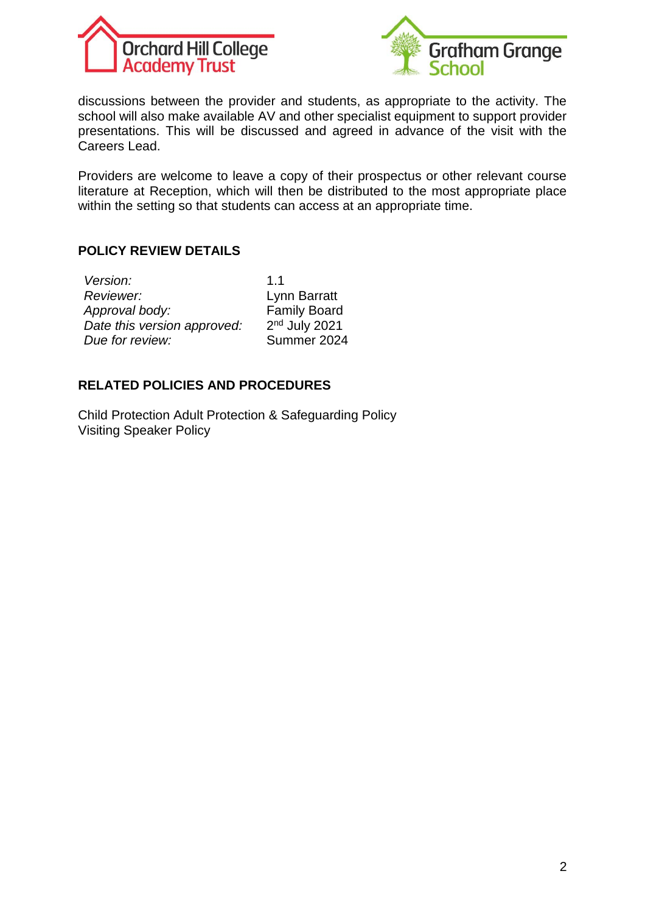discussions between the provider and students, as appropriate to the activity. The school will also make available AV and other specialist equipment to support provider presentations. This will be discussed and agreed in advance of the visit with the Careers Lead.

Providers are welcome to leave a copy of their prospectus or other relevant course literature at Reception, which will then be distributed to the most appropriate place within the setting so that students can access at an appropriate time.

## POLICY REVIEW DETAILS

| | |
|---|---|
| *Version:* | 1.1 |
| *Reviewer:* | Lynn Barratt |
| *Approval body:* | Family Board |
| *Date this version approved:* | 2nd July 2021 |
| *Due for review:* | Summer 2024 |

## RELATED POLICIES AND PROCEDURES

Child Protection Adult Protection & Safeguarding Policy
Visiting Speaker Policy